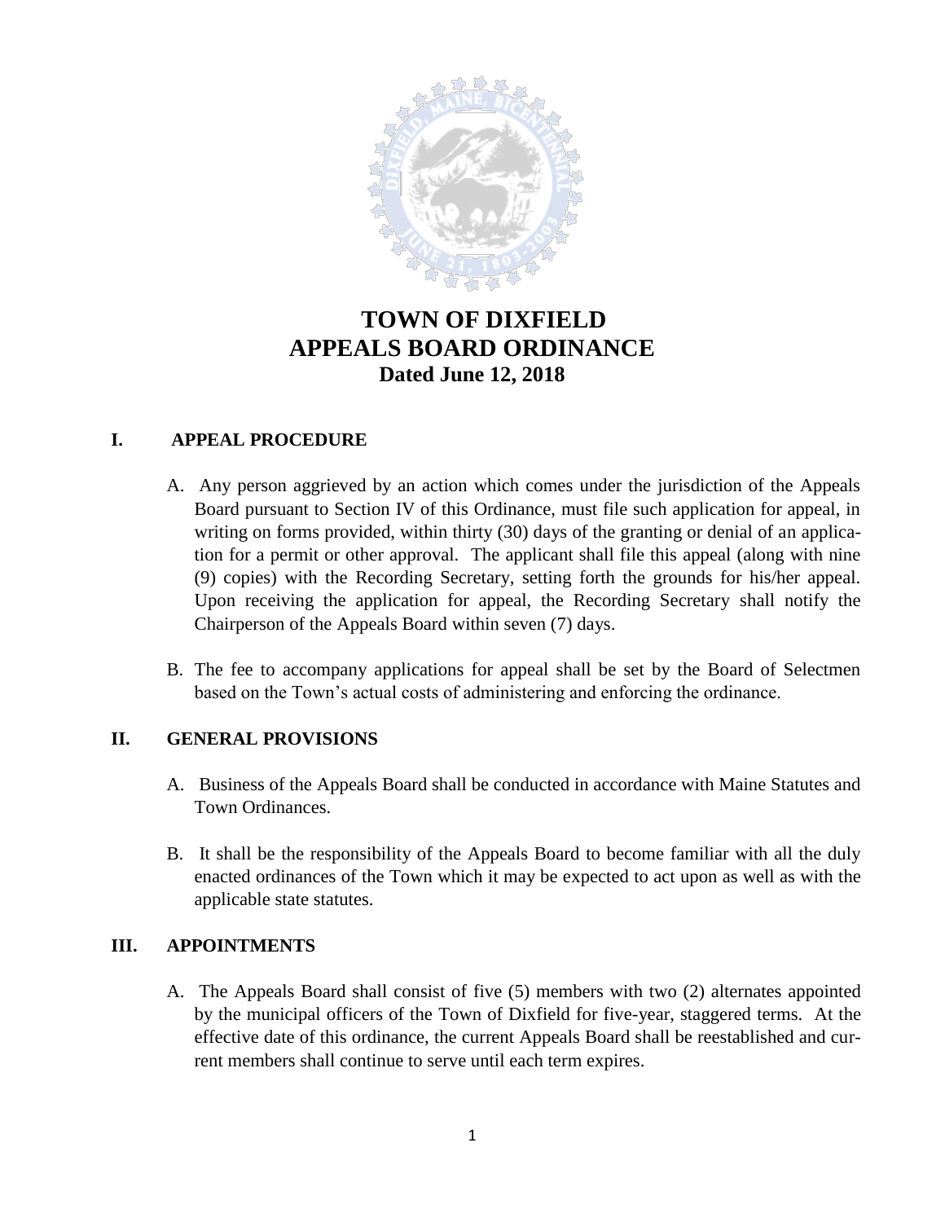# TOWN OF DIXFIELD
# APPEALS BOARD ORDINANCE
### Dated June 12, 2018

## I. APPEAL PROCEDURE

A. Any person aggrieved by an action which comes under the jurisdiction of the Appeals Board pursuant to Section IV of this Ordinance, must file such application for appeal, in writing on forms provided, within thirty (30) days of the granting or denial of an application for a permit or other approval. The applicant shall file this appeal (along with nine (9) copies) with the Recording Secretary, setting forth the grounds for his/her appeal. Upon receiving the application for appeal, the Recording Secretary shall notify the Chairperson of the Appeals Board within seven (7) days.

B. The fee to accompany applications for appeal shall be set by the Board of Selectmen based on the Town's actual costs of administering and enforcing the ordinance.

## II. GENERAL PROVISIONS

A. Business of the Appeals Board shall be conducted in accordance with Maine Statutes and Town Ordinances.

B. It shall be the responsibility of the Appeals Board to become familiar with all the duly enacted ordinances of the Town which it may be expected to act upon as well as with the applicable state statutes.

## III. APPOINTMENTS

A. The Appeals Board shall consist of five (5) members with two (2) alternates appointed by the municipal officers of the Town of Dixfield for five-year, staggered terms. At the effective date of this ordinance, the current Appeals Board shall be reestablished and current members shall continue to serve until each term expires.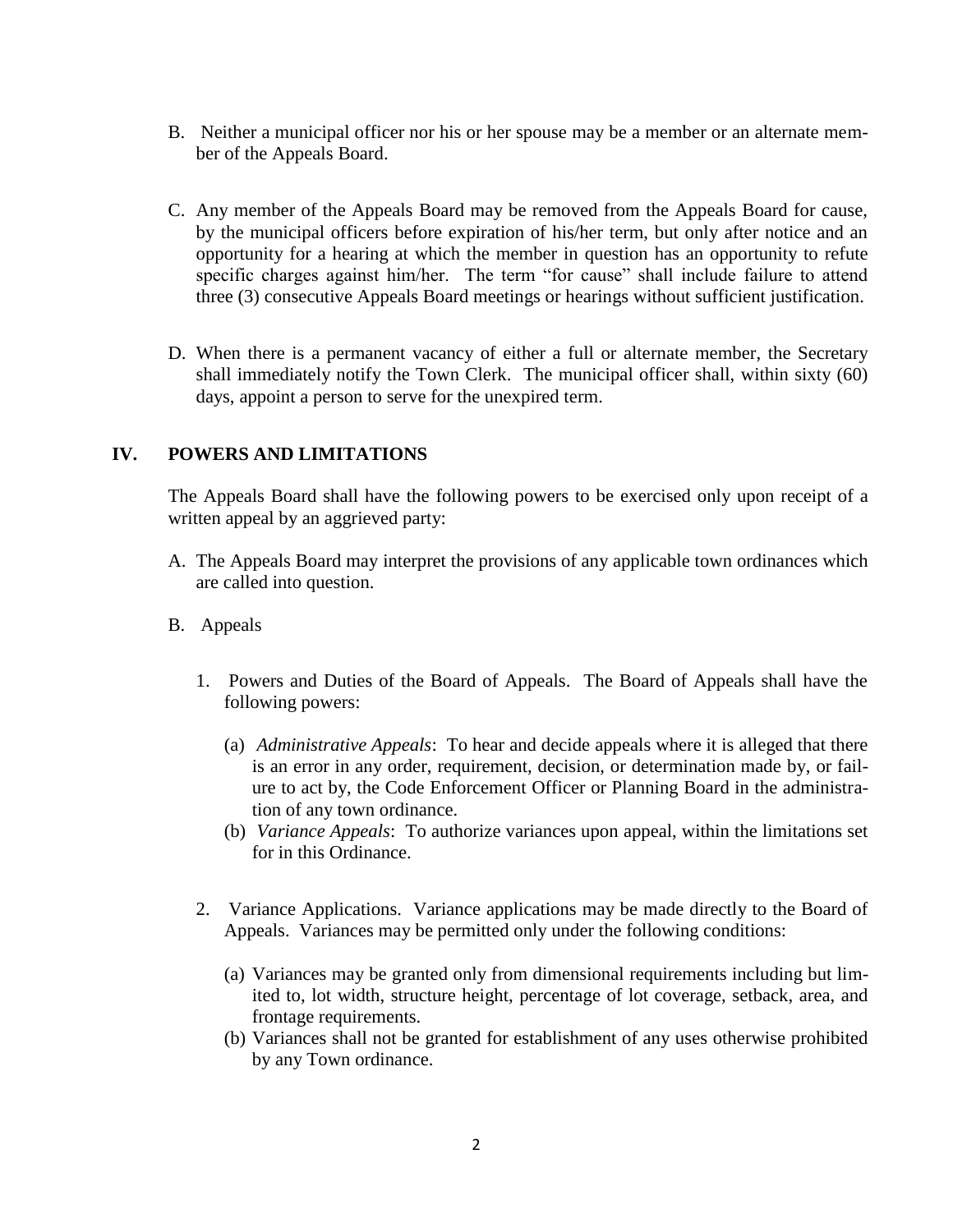B. Neither a municipal officer nor his or her spouse may be a member or an alternate member of the Appeals Board.

C. Any member of the Appeals Board may be removed from the Appeals Board for cause, by the municipal officers before expiration of his/her term, but only after notice and an opportunity for a hearing at which the member in question has an opportunity to refute specific charges against him/her. The term "for cause" shall include failure to attend three (3) consecutive Appeals Board meetings or hearings without sufficient justification.

D. When there is a permanent vacancy of either a full or alternate member, the Secretary shall immediately notify the Town Clerk. The municipal officer shall, within sixty (60) days, appoint a person to serve for the unexpired term.

## IV. POWERS AND LIMITATIONS

The Appeals Board shall have the following powers to be exercised only upon receipt of a written appeal by an aggrieved party:

A. The Appeals Board may interpret the provisions of any applicable town ordinances which are called into question.

B. Appeals

1. Powers and Duties of the Board of Appeals. The Board of Appeals shall have the following powers:

   (a) *Administrative Appeals*: To hear and decide appeals where it is alleged that there is an error in any order, requirement, decision, or determination made by, or failure to act by, the Code Enforcement Officer or Planning Board in the administration of any town ordinance.

   (b) *Variance Appeals*: To authorize variances upon appeal, within the limitations set for in this Ordinance.

2. Variance Applications. Variance applications may be made directly to the Board of Appeals. Variances may be permitted only under the following conditions:

   (a) Variances may be granted only from dimensional requirements including but limited to, lot width, structure height, percentage of lot coverage, setback, area, and frontage requirements.

   (b) Variances shall not be granted for establishment of any uses otherwise prohibited by any Town ordinance.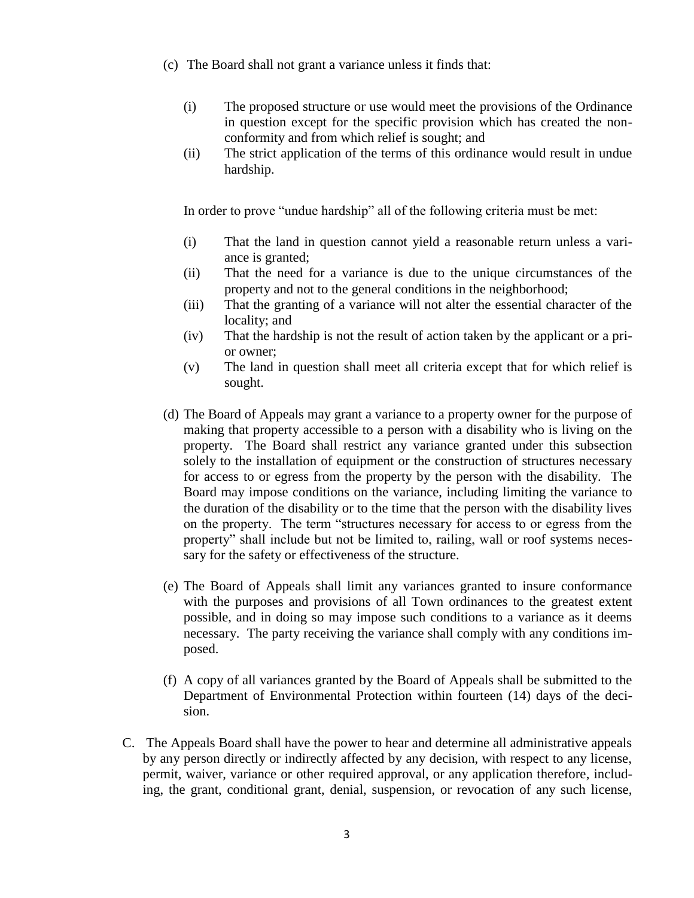(c) The Board shall not grant a variance unless it finds that:

(i) The proposed structure or use would meet the provisions of the Ordinance in question except for the specific provision which has created the non-conformity and from which relief is sought; and

(ii) The strict application of the terms of this ordinance would result in undue hardship.

In order to prove "undue hardship" all of the following criteria must be met:

(i) That the land in question cannot yield a reasonable return unless a variance is granted;

(ii) That the need for a variance is due to the unique circumstances of the property and not to the general conditions in the neighborhood;

(iii) That the granting of a variance will not alter the essential character of the locality; and

(iv) That the hardship is not the result of action taken by the applicant or a prior owner;

(v) The land in question shall meet all criteria except that for which relief is sought.

(d) The Board of Appeals may grant a variance to a property owner for the purpose of making that property accessible to a person with a disability who is living on the property. The Board shall restrict any variance granted under this subsection solely to the installation of equipment or the construction of structures necessary for access to or egress from the property by the person with the disability. The Board may impose conditions on the variance, including limiting the variance to the duration of the disability or to the time that the person with the disability lives on the property. The term "structures necessary for access to or egress from the property" shall include but not be limited to, railing, wall or roof systems necessary for the safety or effectiveness of the structure.

(e) The Board of Appeals shall limit any variances granted to insure conformance with the purposes and provisions of all Town ordinances to the greatest extent possible, and in doing so may impose such conditions to a variance as it deems necessary. The party receiving the variance shall comply with any conditions imposed.

(f) A copy of all variances granted by the Board of Appeals shall be submitted to the Department of Environmental Protection within fourteen (14) days of the decision.

C. The Appeals Board shall have the power to hear and determine all administrative appeals by any person directly or indirectly affected by any decision, with respect to any license, permit, waiver, variance or other required approval, or any application therefore, including, the grant, conditional grant, denial, suspension, or revocation of any such license,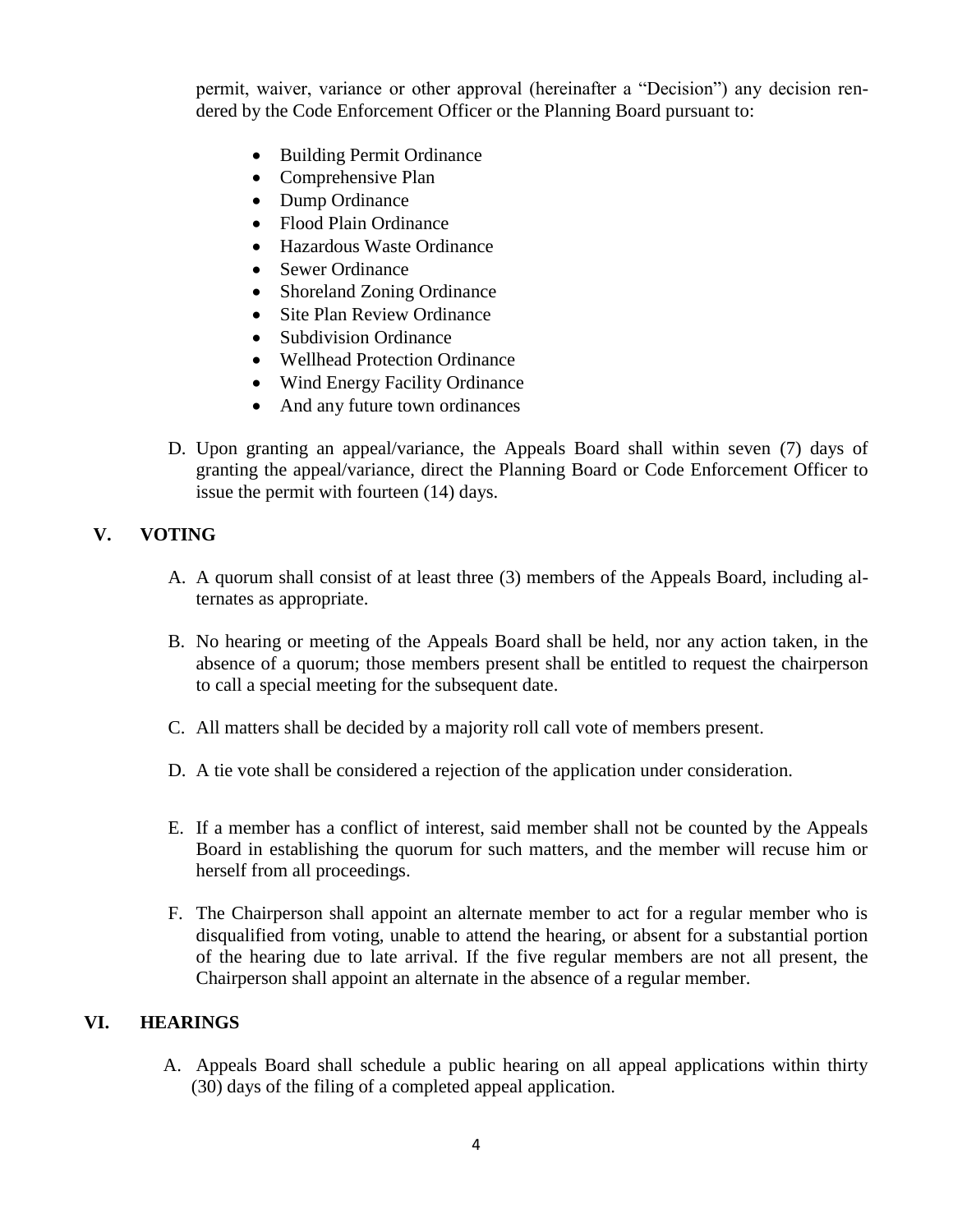permit, waiver, variance or other approval (hereinafter a "Decision") any decision rendered by the Code Enforcement Officer or the Planning Board pursuant to:

- Building Permit Ordinance
- Comprehensive Plan
- Dump Ordinance
- Flood Plain Ordinance
- Hazardous Waste Ordinance
- Sewer Ordinance
- Shoreland Zoning Ordinance
- Site Plan Review Ordinance
- Subdivision Ordinance
- Wellhead Protection Ordinance
- Wind Energy Facility Ordinance
- And any future town ordinances

D. Upon granting an appeal/variance, the Appeals Board shall within seven (7) days of granting the appeal/variance, direct the Planning Board or Code Enforcement Officer to issue the permit with fourteen (14) days.

## V. VOTING

A. A quorum shall consist of at least three (3) members of the Appeals Board, including alternates as appropriate.

B. No hearing or meeting of the Appeals Board shall be held, nor any action taken, in the absence of a quorum; those members present shall be entitled to request the chairperson to call a special meeting for the subsequent date.

C. All matters shall be decided by a majority roll call vote of members present.

D. A tie vote shall be considered a rejection of the application under consideration.

E. If a member has a conflict of interest, said member shall not be counted by the Appeals Board in establishing the quorum for such matters, and the member will recuse him or herself from all proceedings.

F. The Chairperson shall appoint an alternate member to act for a regular member who is disqualified from voting, unable to attend the hearing, or absent for a substantial portion of the hearing due to late arrival. If the five regular members are not all present, the Chairperson shall appoint an alternate in the absence of a regular member.

## VI. HEARINGS

A. Appeals Board shall schedule a public hearing on all appeal applications within thirty (30) days of the filing of a completed appeal application.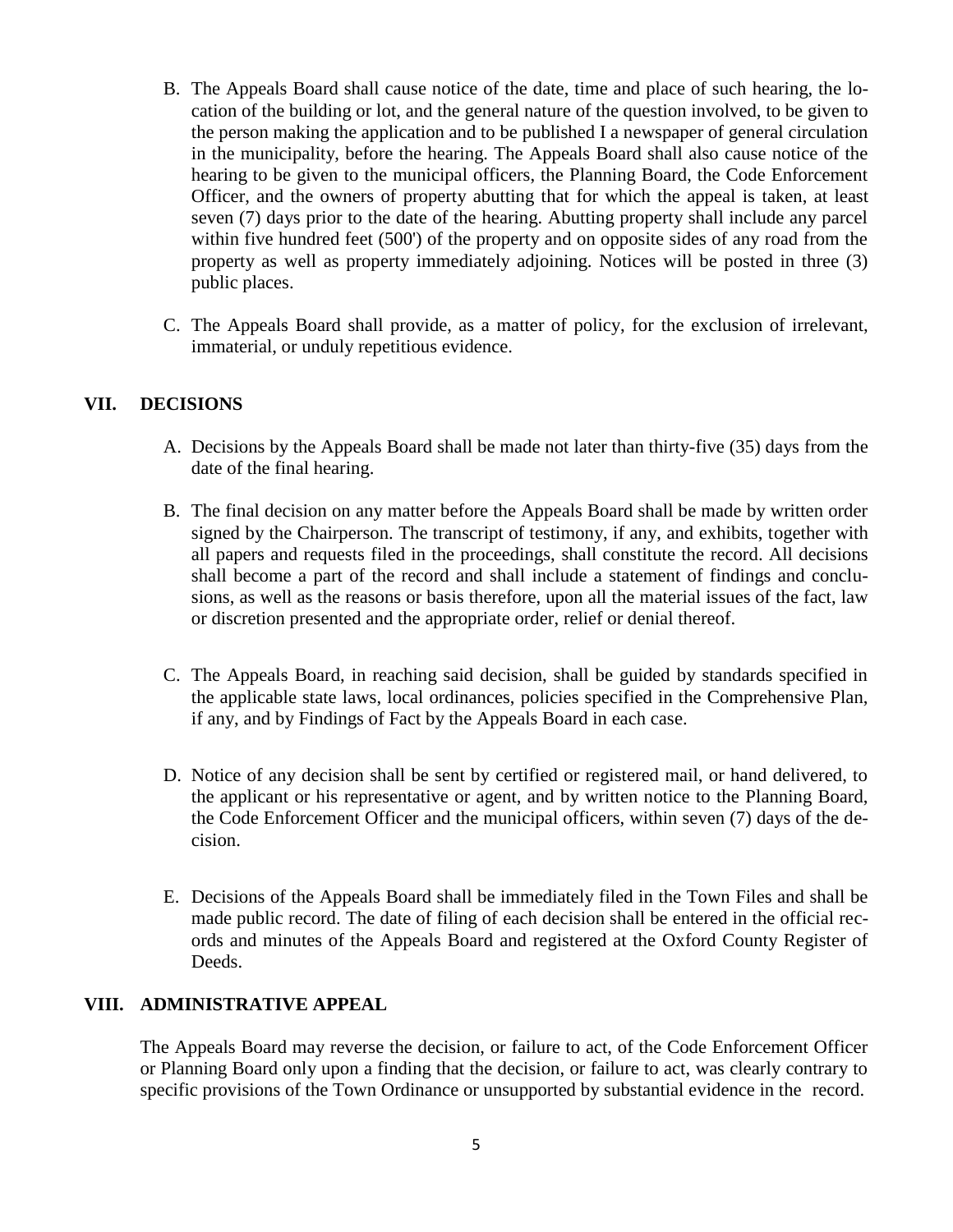B. The Appeals Board shall cause notice of the date, time and place of such hearing, the location of the building or lot, and the general nature of the question involved, to be given to the person making the application and to be published I a newspaper of general circulation in the municipality, before the hearing. The Appeals Board shall also cause notice of the hearing to be given to the municipal officers, the Planning Board, the Code Enforcement Officer, and the owners of property abutting that for which the appeal is taken, at least seven (7) days prior to the date of the hearing. Abutting property shall include any parcel within five hundred feet (500') of the property and on opposite sides of any road from the property as well as property immediately adjoining. Notices will be posted in three (3) public places.

C. The Appeals Board shall provide, as a matter of policy, for the exclusion of irrelevant, immaterial, or unduly repetitious evidence.

## VII. DECISIONS

A. Decisions by the Appeals Board shall be made not later than thirty-five (35) days from the date of the final hearing.

B. The final decision on any matter before the Appeals Board shall be made by written order signed by the Chairperson. The transcript of testimony, if any, and exhibits, together with all papers and requests filed in the proceedings, shall constitute the record. All decisions shall become a part of the record and shall include a statement of findings and conclusions, as well as the reasons or basis therefore, upon all the material issues of the fact, law or discretion presented and the appropriate order, relief or denial thereof.

C. The Appeals Board, in reaching said decision, shall be guided by standards specified in the applicable state laws, local ordinances, policies specified in the Comprehensive Plan, if any, and by Findings of Fact by the Appeals Board in each case.

D. Notice of any decision shall be sent by certified or registered mail, or hand delivered, to the applicant or his representative or agent, and by written notice to the Planning Board, the Code Enforcement Officer and the municipal officers, within seven (7) days of the decision.

E. Decisions of the Appeals Board shall be immediately filed in the Town Files and shall be made public record. The date of filing of each decision shall be entered in the official records and minutes of the Appeals Board and registered at the Oxford County Register of Deeds.

## VIII. ADMINISTRATIVE APPEAL

The Appeals Board may reverse the decision, or failure to act, of the Code Enforcement Officer or Planning Board only upon a finding that the decision, or failure to act, was clearly contrary to specific provisions of the Town Ordinance or unsupported by substantial evidence in the record.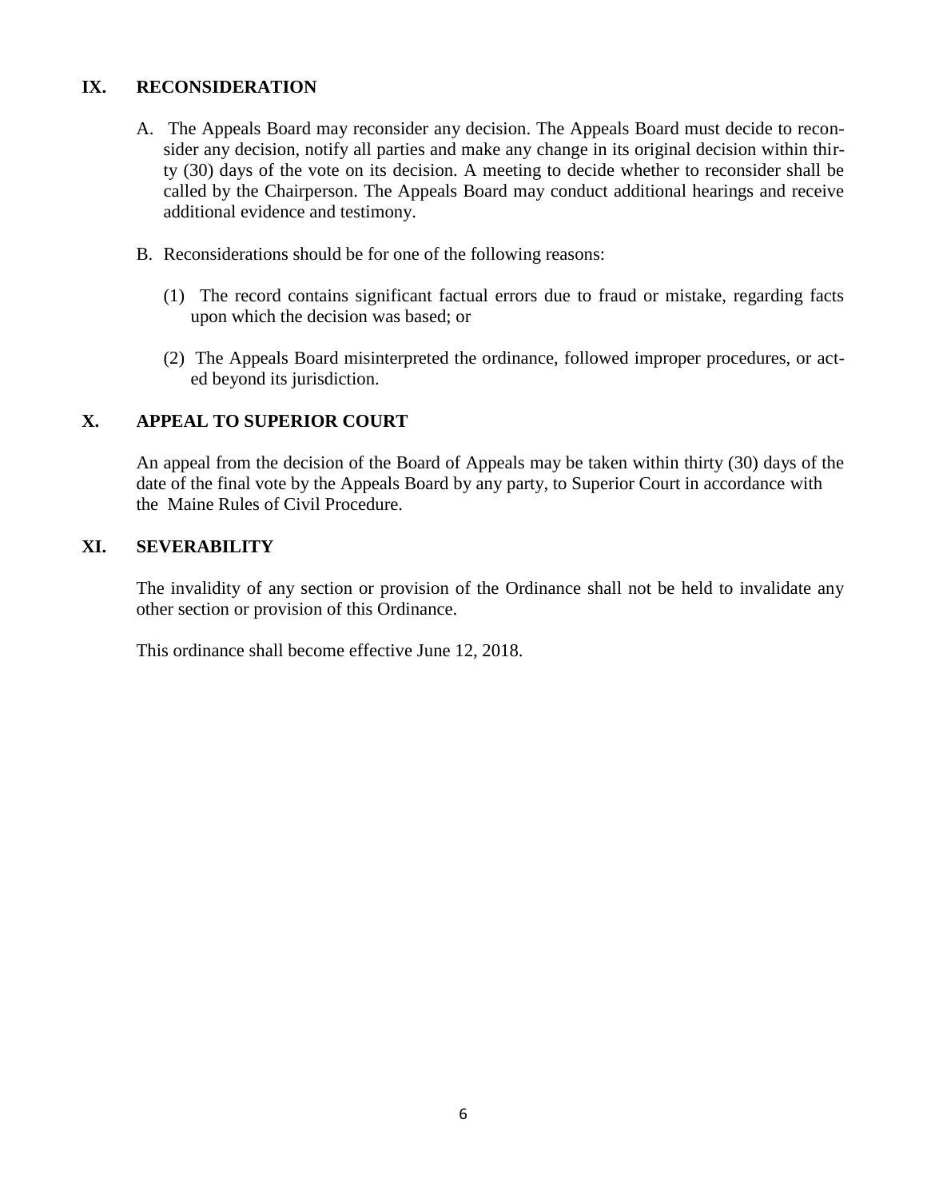## IX. RECONSIDERATION

A. The Appeals Board may reconsider any decision. The Appeals Board must decide to reconsider any decision, notify all parties and make any change in its original decision within thirty (30) days of the vote on its decision. A meeting to decide whether to reconsider shall be called by the Chairperson. The Appeals Board may conduct additional hearings and receive additional evidence and testimony.

B. Reconsiderations should be for one of the following reasons:

(1) The record contains significant factual errors due to fraud or mistake, regarding facts upon which the decision was based; or

(2) The Appeals Board misinterpreted the ordinance, followed improper procedures, or acted beyond its jurisdiction.

## X. APPEAL TO SUPERIOR COURT

An appeal from the decision of the Board of Appeals may be taken within thirty (30) days of the date of the final vote by the Appeals Board by any party, to Superior Court in accordance with the Maine Rules of Civil Procedure.

## XI. SEVERABILITY

The invalidity of any section or provision of the Ordinance shall not be held to invalidate any other section or provision of this Ordinance.

This ordinance shall become effective June 12, 2018.